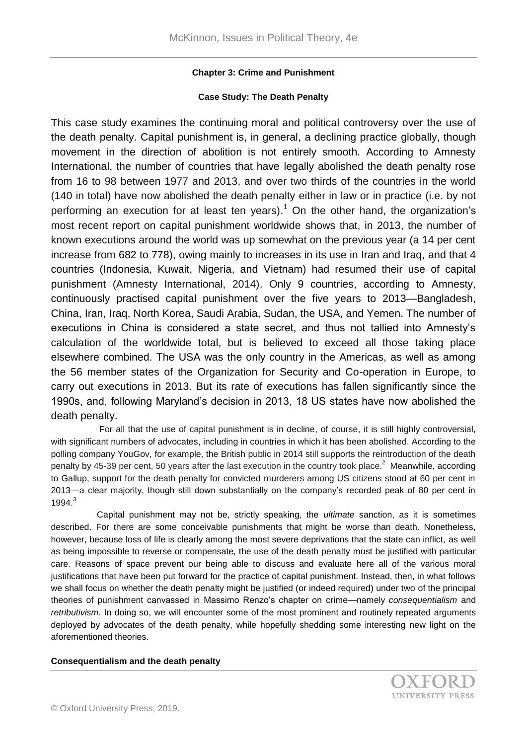**Chapter 3: Crime and Punishment**

**Case Study: The Death Penalty**

This case study examines the continuing moral and political controversy over the use of the death penalty. Capital punishment is, in general, a declining practice globally, though movement in the direction of abolition is not entirely smooth. According to Amnesty International, the number of countries that have legally abolished the death penalty rose from 16 to 98 between 1977 and 2013, and over two thirds of the countries in the world (140 in total) have now abolished the death penalty either in law or in practice (i.e. by not performing an execution for at least ten years).[1] On the other hand, the organization's most recent report on capital punishment worldwide shows that, in 2013, the number of known executions around the world was up somewhat on the previous year (a 14 per cent increase from 682 to 778), owing mainly to increases in its use in Iran and Iraq, and that 4 countries (Indonesia, Kuwait, Nigeria, and Vietnam) had resumed their use of capital punishment (Amnesty International, 2014). Only 9 countries, according to Amnesty, continuously practised capital punishment over the five years to 2013—Bangladesh, China, Iran, Iraq, North Korea, Saudi Arabia, Sudan, the USA, and Yemen. The number of executions in China is considered a state secret, and thus not tallied into Amnesty's calculation of the worldwide total, but is believed to exceed all those taking place elsewhere combined. The USA was the only country in the Americas, as well as among the 56 member states of the Organization for Security and Co-operation in Europe, to carry out executions in 2013. But its rate of executions has fallen significantly since the 1990s, and, following Maryland's decision in 2013, 18 US states have now abolished the death penalty.

For all that the use of capital punishment is in decline, of course, it is still highly controversial, with significant numbers of advocates, including in countries in which it has been abolished. According to the polling company YouGov, for example, the British public in 2014 still supports the reintroduction of the death penalty by 45-39 per cent, 50 years after the last execution in the country took place.[2] Meanwhile, according to Gallup, support for the death penalty for convicted murderers among US citizens stood at 60 per cent in 2013—a clear majority, though still down substantially on the company's recorded peak of 80 per cent in 1994.[3]

Capital punishment may not be, strictly speaking, the *ultimate* sanction, as it is sometimes described. For there are some conceivable punishments that might be worse than death. Nonetheless, however, because loss of life is clearly among the most severe deprivations that the state can inflict, as well as being impossible to reverse or compensate, the use of the death penalty must be justified with particular care. Reasons of space prevent our being able to discuss and evaluate here all of the various moral justifications that have been put forward for the practice of capital punishment. Instead, then, in what follows we shall focus on whether the death penalty might be justified (or indeed required) under two of the principal theories of punishment canvassed in Massimo Renzo's chapter on crime—namely *consequentialism* and *retributivism*. In doing so, we will encounter some of the most prominent and routinely repeated arguments deployed by advocates of the death penalty, while hopefully shedding some interesting new light on the aforementioned theories.

**Consequentialism and the death penalty**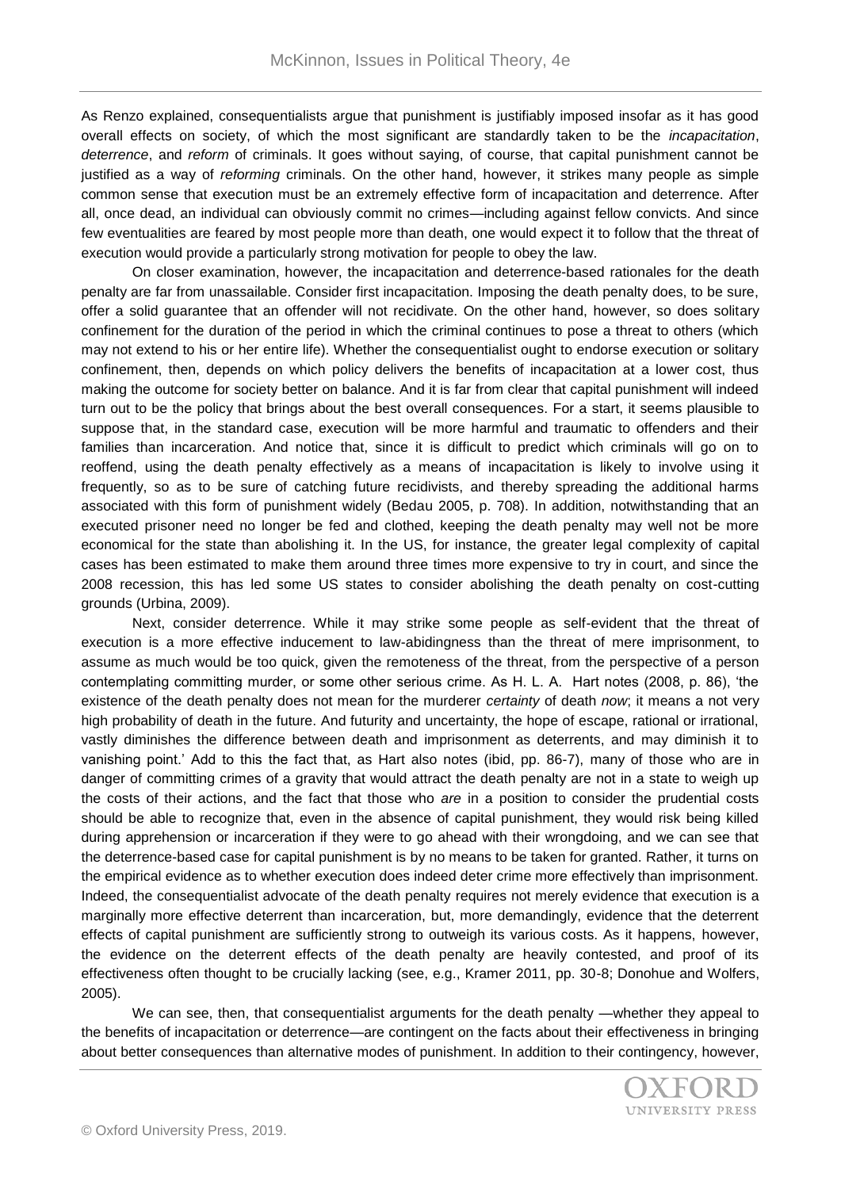As Renzo explained, consequentialists argue that punishment is justifiably imposed insofar as it has good overall effects on society, of which the most significant are standardly taken to be the *incapacitation*, *deterrence*, and *reform* of criminals. It goes without saying, of course, that capital punishment cannot be justified as a way of *reforming* criminals. On the other hand, however, it strikes many people as simple common sense that execution must be an extremely effective form of incapacitation and deterrence. After all, once dead, an individual can obviously commit no crimes—including against fellow convicts. And since few eventualities are feared by most people more than death, one would expect it to follow that the threat of execution would provide a particularly strong motivation for people to obey the law.

On closer examination, however, the incapacitation and deterrence-based rationales for the death penalty are far from unassailable. Consider first incapacitation. Imposing the death penalty does, to be sure, offer a solid guarantee that an offender will not recidivate. On the other hand, however, so does solitary confinement for the duration of the period in which the criminal continues to pose a threat to others (which may not extend to his or her entire life). Whether the consequentialist ought to endorse execution or solitary confinement, then, depends on which policy delivers the benefits of incapacitation at a lower cost, thus making the outcome for society better on balance. And it is far from clear that capital punishment will indeed turn out to be the policy that brings about the best overall consequences. For a start, it seems plausible to suppose that, in the standard case, execution will be more harmful and traumatic to offenders and their families than incarceration. And notice that, since it is difficult to predict which criminals will go on to reoffend, using the death penalty effectively as a means of incapacitation is likely to involve using it frequently, so as to be sure of catching future recidivists, and thereby spreading the additional harms associated with this form of punishment widely (Bedau 2005, p. 708). In addition, notwithstanding that an executed prisoner need no longer be fed and clothed, keeping the death penalty may well not be more economical for the state than abolishing it. In the US, for instance, the greater legal complexity of capital cases has been estimated to make them around three times more expensive to try in court, and since the 2008 recession, this has led some US states to consider abolishing the death penalty on cost-cutting grounds (Urbina, 2009).

Next, consider deterrence. While it may strike some people as self-evident that the threat of execution is a more effective inducement to law-abidingness than the threat of mere imprisonment, to assume as much would be too quick, given the remoteness of the threat, from the perspective of a person contemplating committing murder, or some other serious crime. As H. L. A. Hart notes (2008, p. 86), 'the existence of the death penalty does not mean for the murderer *certainty* of death *now*; it means a not very high probability of death in the future. And futurity and uncertainty, the hope of escape, rational or irrational, vastly diminishes the difference between death and imprisonment as deterrents, and may diminish it to vanishing point.' Add to this the fact that, as Hart also notes (ibid, pp. 86-7), many of those who are in danger of committing crimes of a gravity that would attract the death penalty are not in a state to weigh up the costs of their actions, and the fact that those who *are* in a position to consider the prudential costs should be able to recognize that, even in the absence of capital punishment, they would risk being killed during apprehension or incarceration if they were to go ahead with their wrongdoing, and we can see that the deterrence-based case for capital punishment is by no means to be taken for granted. Rather, it turns on the empirical evidence as to whether execution does indeed deter crime more effectively than imprisonment. Indeed, the consequentialist advocate of the death penalty requires not merely evidence that execution is a marginally more effective deterrent than incarceration, but, more demandingly, evidence that the deterrent effects of capital punishment are sufficiently strong to outweigh its various costs. As it happens, however, the evidence on the deterrent effects of the death penalty are heavily contested, and proof of its effectiveness often thought to be crucially lacking (see, e.g., Kramer 2011, pp. 30-8; Donohue and Wolfers, 2005).

We can see, then, that consequentialist arguments for the death penalty —whether they appeal to the benefits of incapacitation or deterrence—are contingent on the facts about their effectiveness in bringing about better consequences than alternative modes of punishment. In addition to their contingency, however,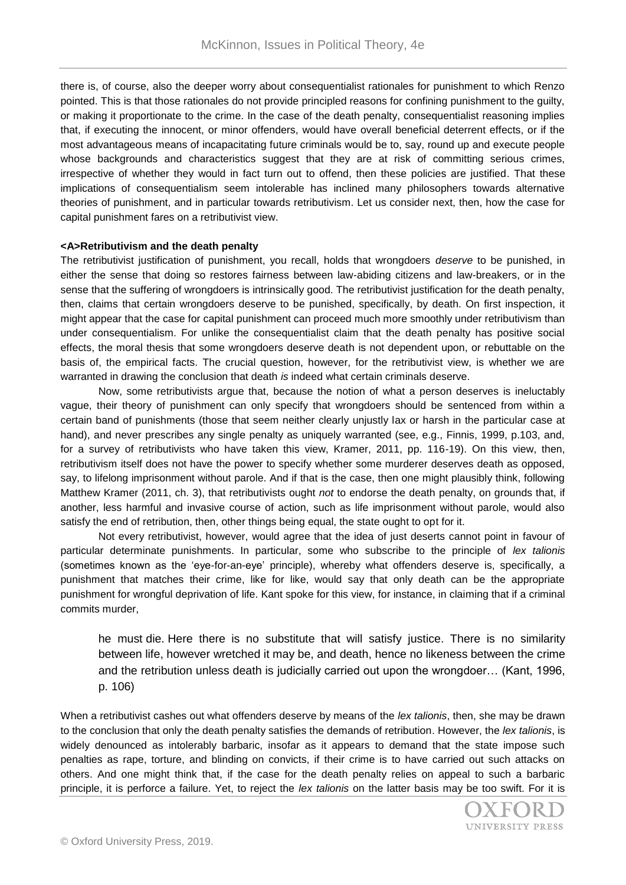there is, of course, also the deeper worry about consequentialist rationales for punishment to which Renzo pointed. This is that those rationales do not provide principled reasons for confining punishment to the guilty, or making it proportionate to the crime. In the case of the death penalty, consequentialist reasoning implies that, if executing the innocent, or minor offenders, would have overall beneficial deterrent effects, or if the most advantageous means of incapacitating future criminals would be to, say, round up and execute people whose backgrounds and characteristics suggest that they are at risk of committing serious crimes, irrespective of whether they would in fact turn out to offend, then these policies are justified. That these implications of consequentialism seem intolerable has inclined many philosophers towards alternative theories of punishment, and in particular towards retributivism. Let us consider next, then, how the case for capital punishment fares on a retributivist view.

## Retributivism and the death penalty

The retributivist justification of punishment, you recall, holds that wrongdoers *deserve* to be punished, in either the sense that doing so restores fairness between law-abiding citizens and law-breakers, or in the sense that the suffering of wrongdoers is intrinsically good. The retributivist justification for the death penalty, then, claims that certain wrongdoers deserve to be punished, specifically, by death. On first inspection, it might appear that the case for capital punishment can proceed much more smoothly under retributivism than under consequentialism. For unlike the consequentialist claim that the death penalty has positive social effects, the moral thesis that some wrongdoers deserve death is not dependent upon, or rebuttable on the basis of, the empirical facts. The crucial question, however, for the retributivist view, is whether we are warranted in drawing the conclusion that death *is* indeed what certain criminals deserve.

Now, some retributivists argue that, because the notion of what a person deserves is ineluctably vague, their theory of punishment can only specify that wrongdoers should be sentenced from within a certain band of punishments (those that seem neither clearly unjustly lax or harsh in the particular case at hand), and never prescribes any single penalty as uniquely warranted (see, e.g., Finnis, 1999, p.103, and, for a survey of retributivists who have taken this view, Kramer, 2011, pp. 116-19). On this view, then, retributivism itself does not have the power to specify whether some murderer deserves death as opposed, say, to lifelong imprisonment without parole. And if that is the case, then one might plausibly think, following Matthew Kramer (2011, ch. 3), that retributivists ought *not* to endorse the death penalty, on grounds that, if another, less harmful and invasive course of action, such as life imprisonment without parole, would also satisfy the end of retribution, then, other things being equal, the state ought to opt for it.

Not every retributivist, however, would agree that the idea of just deserts cannot point in favour of particular determinate punishments. In particular, some who subscribe to the principle of *lex talionis* (sometimes known as the 'eye-for-an-eye' principle), whereby what offenders deserve is, specifically, a punishment that matches their crime, like for like, would say that only death can be the appropriate punishment for wrongful deprivation of life. Kant spoke for this view, for instance, in claiming that if a criminal commits murder,

> he must die. Here there is no substitute that will satisfy justice. There is no similarity between life, however wretched it may be, and death, hence no likeness between the crime and the retribution unless death is judicially carried out upon the wrongdoer… (Kant, 1996, p. 106)

When a retributivist cashes out what offenders deserve by means of the *lex talionis*, then, she may be drawn to the conclusion that only the death penalty satisfies the demands of retribution. However, the *lex talionis*, is widely denounced as intolerably barbaric, insofar as it appears to demand that the state impose such penalties as rape, torture, and blinding on convicts, if their crime is to have carried out such attacks on others. And one might think that, if the case for the death penalty relies on appeal to such a barbaric principle, it is perforce a failure. Yet, to reject the *lex talionis* on the latter basis may be too swift. For it is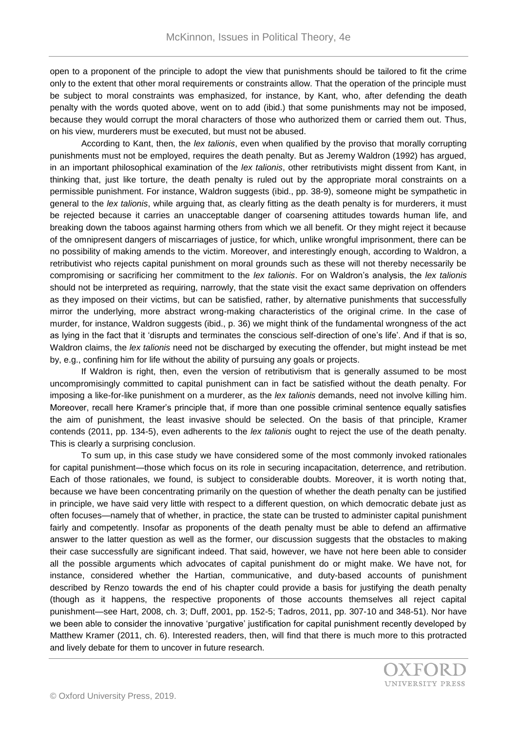open to a proponent of the principle to adopt the view that punishments should be tailored to fit the crime only to the extent that other moral requirements or constraints allow. That the operation of the principle must be subject to moral constraints was emphasized, for instance, by Kant, who, after defending the death penalty with the words quoted above, went on to add (ibid.) that some punishments may not be imposed, because they would corrupt the moral characters of those who authorized them or carried them out. Thus, on his view, murderers must be executed, but must not be abused.

According to Kant, then, the *lex talionis*, even when qualified by the proviso that morally corrupting punishments must not be employed, requires the death penalty. But as Jeremy Waldron (1992) has argued, in an important philosophical examination of the *lex talionis*, other retributivists might dissent from Kant, in thinking that, just like torture, the death penalty is ruled out by the appropriate moral constraints on a permissible punishment. For instance, Waldron suggests (ibid., pp. 38-9), someone might be sympathetic in general to the *lex talionis*, while arguing that, as clearly fitting as the death penalty is for murderers, it must be rejected because it carries an unacceptable danger of coarsening attitudes towards human life, and breaking down the taboos against harming others from which we all benefit. Or they might reject it because of the omnipresent dangers of miscarriages of justice, for which, unlike wrongful imprisonment, there can be no possibility of making amends to the victim. Moreover, and interestingly enough, according to Waldron, a retributivist who rejects capital punishment on moral grounds such as these will not thereby necessarily be compromising or sacrificing her commitment to the *lex talionis*. For on Waldron's analysis, the *lex talionis* should not be interpreted as requiring, narrowly, that the state visit the exact same deprivation on offenders as they imposed on their victims, but can be satisfied, rather, by alternative punishments that successfully mirror the underlying, more abstract wrong-making characteristics of the original crime. In the case of murder, for instance, Waldron suggests (ibid., p. 36) we might think of the fundamental wrongness of the act as lying in the fact that it 'disrupts and terminates the conscious self-direction of one's life'. And if that is so, Waldron claims, the *lex talionis* need not be discharged by executing the offender, but might instead be met by, e.g., confining him for life without the ability of pursuing any goals or projects.

If Waldron is right, then, even the version of retributivism that is generally assumed to be most uncompromisingly committed to capital punishment can in fact be satisfied without the death penalty. For imposing a like-for-like punishment on a murderer, as the *lex talionis* demands, need not involve killing him. Moreover, recall here Kramer's principle that, if more than one possible criminal sentence equally satisfies the aim of punishment, the least invasive should be selected. On the basis of that principle, Kramer contends (2011, pp. 134-5), even adherents to the *lex talionis* ought to reject the use of the death penalty. This is clearly a surprising conclusion.

To sum up, in this case study we have considered some of the most commonly invoked rationales for capital punishment—those which focus on its role in securing incapacitation, deterrence, and retribution. Each of those rationales, we found, is subject to considerable doubts. Moreover, it is worth noting that, because we have been concentrating primarily on the question of whether the death penalty can be justified in principle, we have said very little with respect to a different question, on which democratic debate just as often focuses—namely that of whether, in practice, the state can be trusted to administer capital punishment fairly and competently. Insofar as proponents of the death penalty must be able to defend an affirmative answer to the latter question as well as the former, our discussion suggests that the obstacles to making their case successfully are significant indeed. That said, however, we have not here been able to consider all the possible arguments which advocates of capital punishment do or might make. We have not, for instance, considered whether the Hartian, communicative, and duty-based accounts of punishment described by Renzo towards the end of his chapter could provide a basis for justifying the death penalty (though as it happens, the respective proponents of those accounts themselves all reject capital punishment—see Hart, 2008, ch. 3; Duff, 2001, pp. 152-5; Tadros, 2011, pp. 307-10 and 348-51). Nor have we been able to consider the innovative 'purgative' justification for capital punishment recently developed by Matthew Kramer (2011, ch. 6). Interested readers, then, will find that there is much more to this protracted and lively debate for them to uncover in future research.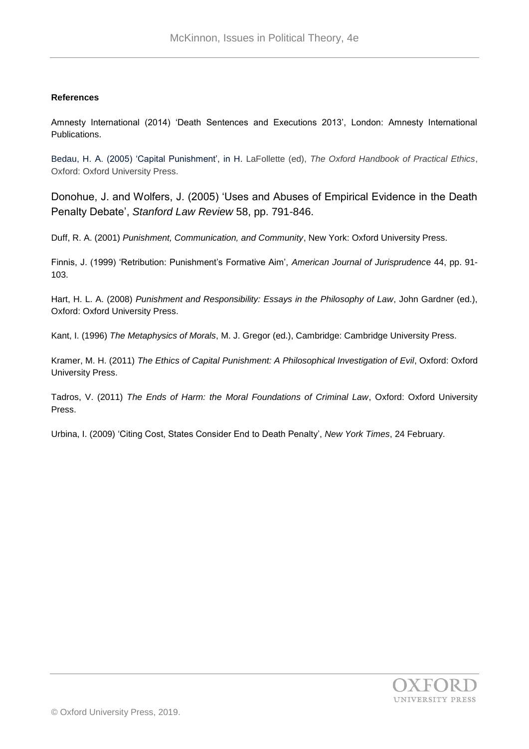**References**

Amnesty International (2014) 'Death Sentences and Executions 2013', London: Amnesty International Publications.

Bedau, H. A. (2005) 'Capital Punishment', in H. LaFollette (ed), *The Oxford Handbook of Practical Ethics*, Oxford: Oxford University Press.

Donohue, J. and Wolfers, J. (2005) 'Uses and Abuses of Empirical Evidence in the Death Penalty Debate', *Stanford Law Review* 58, pp. 791-846.

Duff, R. A. (2001) *Punishment, Communication, and Community*, New York: Oxford University Press.

Finnis, J. (1999) 'Retribution: Punishment's Formative Aim', *American Journal of Jurisprudenc*e 44, pp. 91-103.

Hart, H. L. A. (2008) *Punishment and Responsibility: Essays in the Philosophy of Law*, John Gardner (ed.), Oxford: Oxford University Press.

Kant, I. (1996) *The Metaphysics of Morals*, M. J. Gregor (ed.), Cambridge: Cambridge University Press.

Kramer, M. H. (2011) *The Ethics of Capital Punishment: A Philosophical Investigation of Evil*, Oxford: Oxford University Press.

Tadros, V. (2011) *The Ends of Harm: the Moral Foundations of Criminal Law*, Oxford: Oxford University Press.

Urbina, I. (2009) 'Citing Cost, States Consider End to Death Penalty', *New York Times*, 24 February.